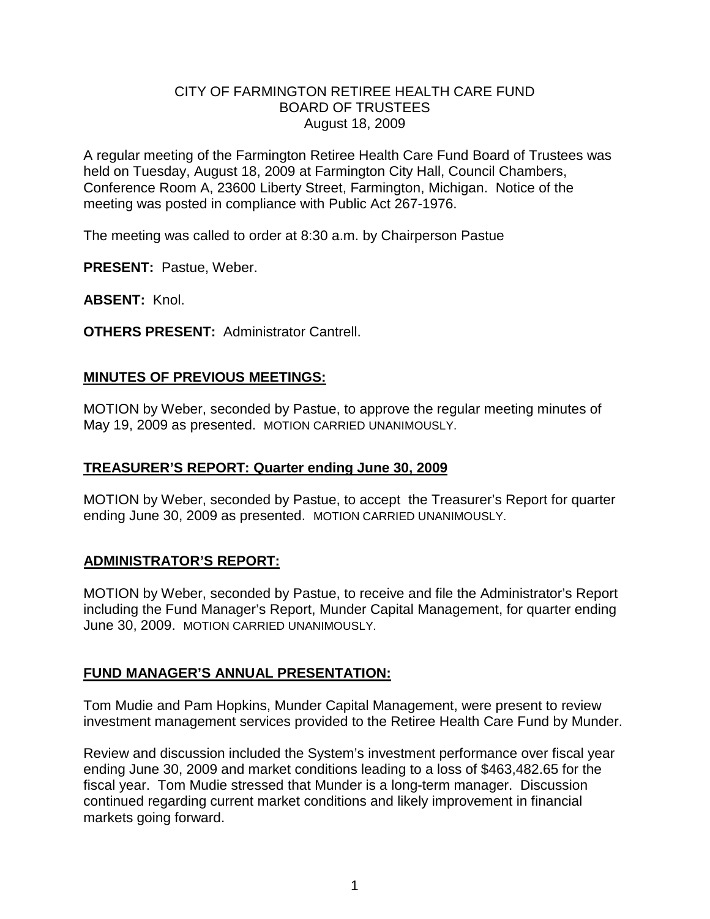# CITY OF FARMINGTON RETIREE HEALTH CARE FUND
## BOARD OF TRUSTEES
### August 18, 2009

A regular meeting of the Farmington Retiree Health Care Fund Board of Trustees was held on Tuesday, August 18, 2009 at Farmington City Hall, Council Chambers, Conference Room A, 23600 Liberty Street, Farmington, Michigan. Notice of the meeting was posted in compliance with Public Act 267-1976.

The meeting was called to order at 8:30 a.m. by Chairperson Pastue

**PRESENT:** Pastue, Weber.

**ABSENT:** Knol.

**OTHERS PRESENT:** Administrator Cantrell.

## MINUTES OF PREVIOUS MEETINGS:

MOTION by Weber, seconded by Pastue, to approve the regular meeting minutes of May 19, 2009 as presented. MOTION CARRIED UNANIMOUSLY.

## TREASURER'S REPORT: Quarter ending June 30, 2009

MOTION by Weber, seconded by Pastue, to accept the Treasurer's Report for quarter ending June 30, 2009 as presented. MOTION CARRIED UNANIMOUSLY.

## ADMINISTRATOR'S REPORT:

MOTION by Weber, seconded by Pastue, to receive and file the Administrator's Report including the Fund Manager's Report, Munder Capital Management, for quarter ending June 30, 2009. MOTION CARRIED UNANIMOUSLY.

## FUND MANAGER'S ANNUAL PRESENTATION:

Tom Mudie and Pam Hopkins, Munder Capital Management, were present to review investment management services provided to the Retiree Health Care Fund by Munder.

Review and discussion included the System's investment performance over fiscal year ending June 30, 2009 and market conditions leading to a loss of $463,482.65 for the fiscal year. Tom Mudie stressed that Munder is a long-term manager. Discussion continued regarding current market conditions and likely improvement in financial markets going forward.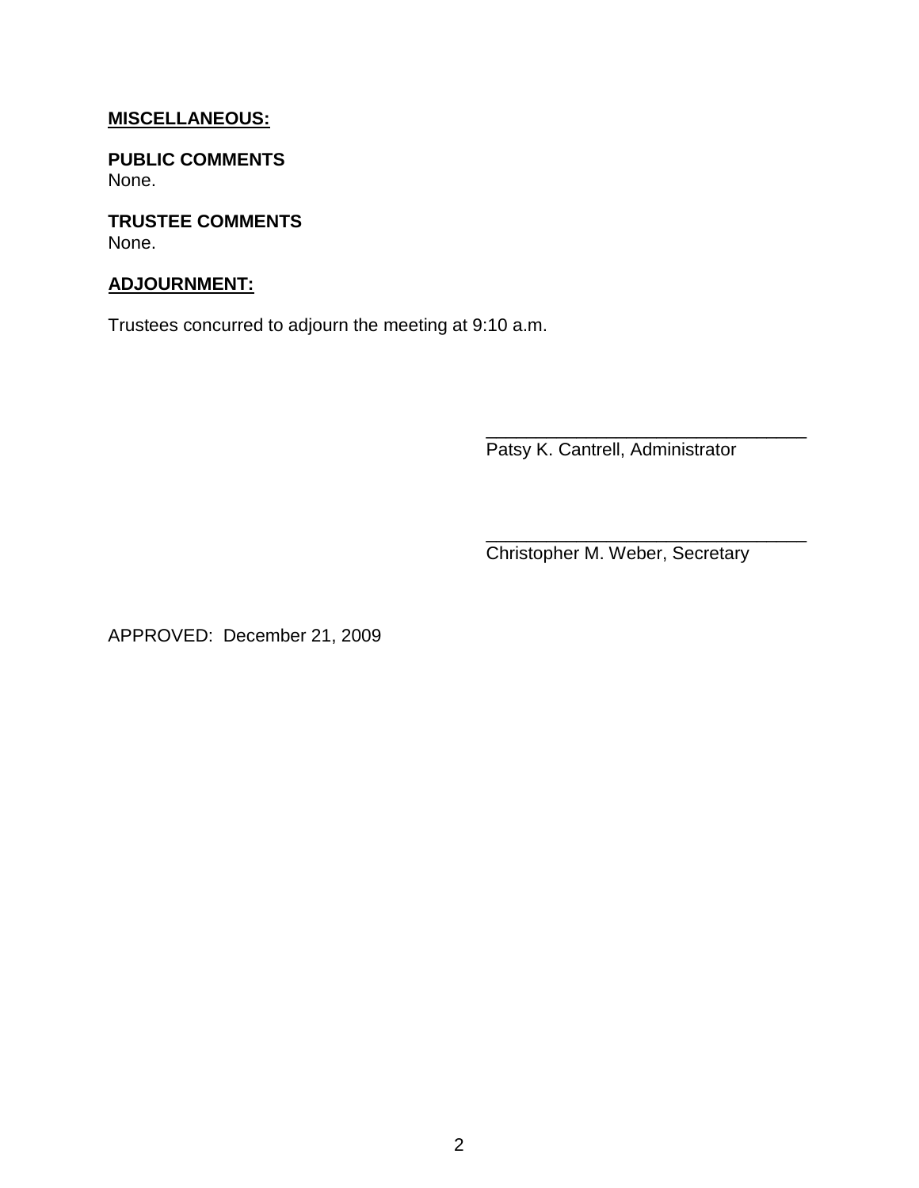**MISCELLANEOUS:**

**PUBLIC COMMENTS**
None.

**TRUSTEE COMMENTS**
None.

**ADJOURNMENT:**

Trustees concurred to adjourn the meeting at 9:10 a.m.

\_\_\_\_\_\_\_\_\_\_\_\_\_\_\_\_\_\_\_\_\_\_\_\_\_\_\_\_\_\_\_\_\_\_
Patsy K. Cantrell, Administrator

\_\_\_\_\_\_\_\_\_\_\_\_\_\_\_\_\_\_\_\_\_\_\_\_\_\_\_\_\_\_\_\_\_\_
Christopher M. Weber, Secretary

APPROVED: December 21, 2009